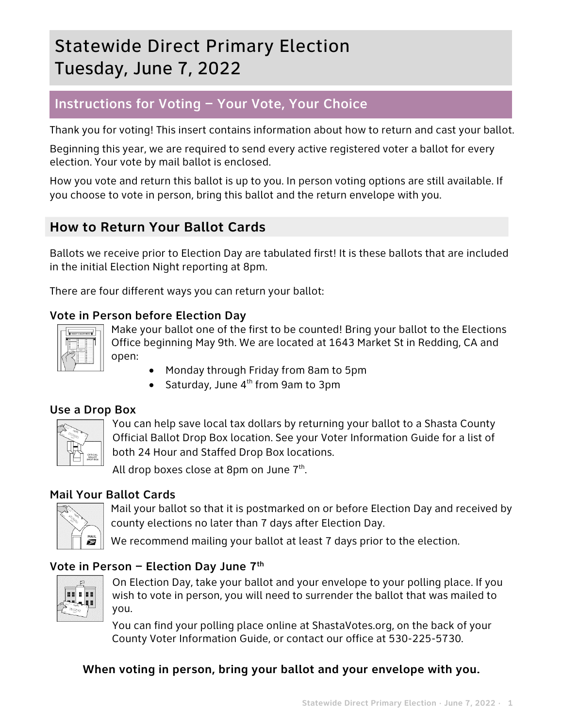# Statewide Direct Primary Election
# Tuesday, June 7, 2022

## Instructions for Voting – Your Vote, Your Choice

Thank you for voting! This insert contains information about how to return and cast your ballot.

Beginning this year, we are required to send every active registered voter a ballot for every election. Your vote by mail ballot is enclosed.

How you vote and return this ballot is up to you. In person voting options are still available. If you choose to vote in person, bring this ballot and the return envelope with you.

## How to Return Your Ballot Cards

Ballots we receive prior to Election Day are tabulated first! It is these ballots that are included in the initial Election Night reporting at 8pm.

There are four different ways you can return your ballot:

### Vote in Person before Election Day

Make your ballot one of the first to be counted! Bring your ballot to the Elections Office beginning May 9th. We are located at 1643 Market St in Redding, CA and open:

- Monday through Friday from 8am to 5pm
- Saturday, June 4th from 9am to 3pm

### Use a Drop Box

You can help save local tax dollars by returning your ballot to a Shasta County Official Ballot Drop Box location. See your Voter Information Guide for a list of both 24 Hour and Staffed Drop Box locations.

All drop boxes close at 8pm on June 7th.

### Mail Your Ballot Cards

Mail your ballot so that it is postmarked on or before Election Day and received by county elections no later than 7 days after Election Day.

We recommend mailing your ballot at least 7 days prior to the election.

### Vote in Person – Election Day June 7th

On Election Day, take your ballot and your envelope to your polling place. If you wish to vote in person, you will need to surrender the ballot that was mailed to you.

You can find your polling place online at ShastaVotes.org, on the back of your County Voter Information Guide, or contact our office at 530-225-5730.

**When voting in person, bring your ballot and your envelope with you.**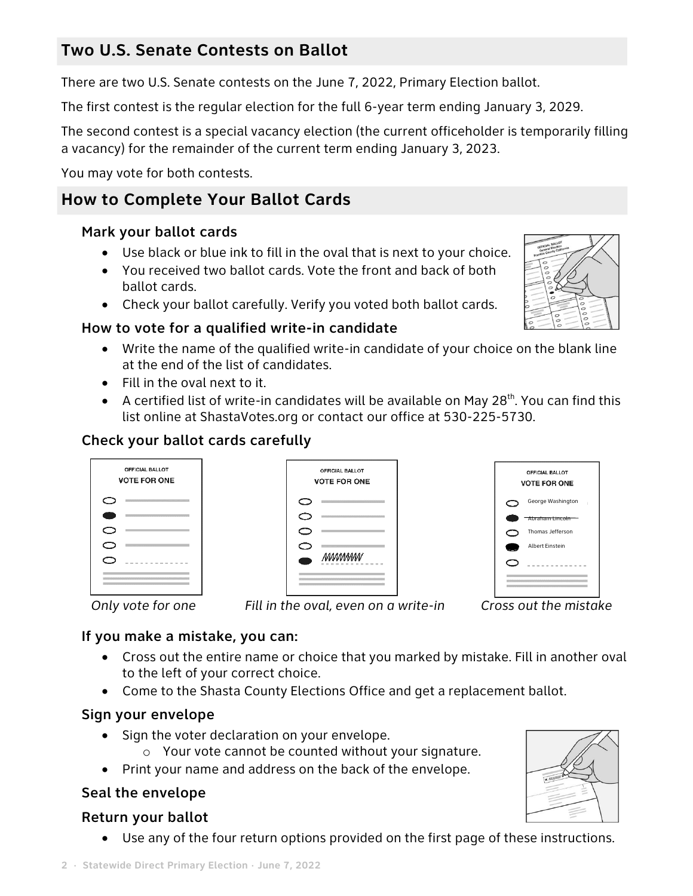## Two U.S. Senate Contests on Ballot

There are two U.S. Senate contests on the June 7, 2022, Primary Election ballot.

The first contest is the regular election for the full 6-year term ending January 3, 2029.

The second contest is a special vacancy election (the current officeholder is temporarily filling a vacancy) for the remainder of the current term ending January 3, 2023.

You may vote for both contests.

## How to Complete Your Ballot Cards

### Mark your ballot cards

- Use black or blue ink to fill in the oval that is next to your choice.
- You received two ballot cards. Vote the front and back of both ballot cards.
- Check your ballot carefully. Verify you voted both ballot cards.

### How to vote for a qualified write-in candidate

- Write the name of the qualified write-in candidate of your choice on the blank line at the end of the list of candidates.
- Fill in the oval next to it.
- A certified list of write-in candidates will be available on May 28th. You can find this list online at ShastaVotes.org or contact our office at 530-225-5730.

### Check your ballot cards carefully

OFFICIAL BALLOT
VOTE FOR ONE

*Only vote for one*

OFFICIAL BALLOT
VOTE FOR ONE

*Fill in the oval, even on a write-in*

OFFICIAL BALLOT
VOTE FOR ONE
George Washington
~~Abraham Lincoln~~
Thomas Jefferson
Albert Einstein

*Cross out the mistake*

### If you make a mistake, you can:

- Cross out the entire name or choice that you marked by mistake. Fill in another oval to the left of your correct choice.
- Come to the Shasta County Elections Office and get a replacement ballot.

### Sign your envelope

- Sign the voter declaration on your envelope.
  - Your vote cannot be counted without your signature.
- Print your name and address on the back of the envelope.

### Seal the envelope

### Return your ballot

- Use any of the four return options provided on the first page of these instructions.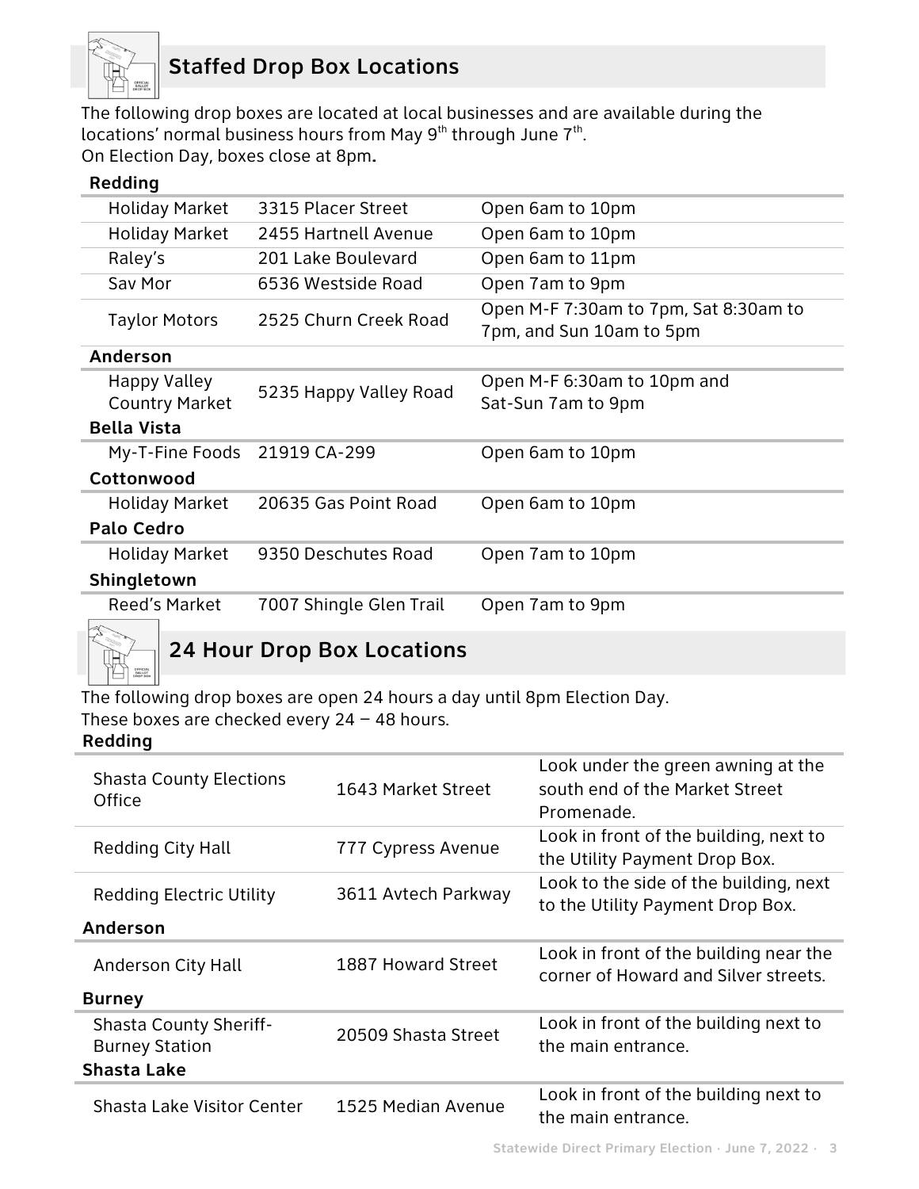## Staffed Drop Box Locations

The following drop boxes are located at local businesses and are available during the locations' normal business hours from May 9th through June 7th.
On Election Day, boxes close at 8pm.

| | | |
|---|---|---|
| **Redding** | | |
| Holiday Market | 3315 Placer Street | Open 6am to 10pm |
| Holiday Market | 2455 Hartnell Avenue | Open 6am to 10pm |
| Raley's | 201 Lake Boulevard | Open 6am to 11pm |
| Sav Mor | 6536 Westside Road | Open 7am to 9pm |
| Taylor Motors | 2525 Churn Creek Road | Open M-F 7:30am to 7pm, Sat 8:30am to 7pm, and Sun 10am to 5pm |
| **Anderson** | | |
| Happy Valley Country Market | 5235 Happy Valley Road | Open M-F 6:30am to 10pm and Sat-Sun 7am to 9pm |
| **Bella Vista** | | |
| My-T-Fine Foods | 21919 CA-299 | Open 6am to 10pm |
| **Cottonwood** | | |
| Holiday Market | 20635 Gas Point Road | Open 6am to 10pm |
| **Palo Cedro** | | |
| Holiday Market | 9350 Deschutes Road | Open 7am to 10pm |
| **Shingletown** | | |
| Reed's Market | 7007 Shingle Glen Trail | Open 7am to 9pm |

## 24 Hour Drop Box Locations

The following drop boxes are open 24 hours a day until 8pm Election Day.
These boxes are checked every 24 – 48 hours.

| | | |
|---|---|---|
| **Redding** | | |
| Shasta County Elections Office | 1643 Market Street | Look under the green awning at the south end of the Market Street Promenade. |
| Redding City Hall | 777 Cypress Avenue | Look in front of the building, next to the Utility Payment Drop Box. |
| Redding Electric Utility | 3611 Avtech Parkway | Look to the side of the building, next to the Utility Payment Drop Box. |
| **Anderson** | | |
| Anderson City Hall | 1887 Howard Street | Look in front of the building near the corner of Howard and Silver streets. |
| **Burney** | | |
| Shasta County Sheriff-Burney Station | 20509 Shasta Street | Look in front of the building next to the main entrance. |
| **Shasta Lake** | | |
| Shasta Lake Visitor Center | 1525 Median Avenue | Look in front of the building next to the main entrance. |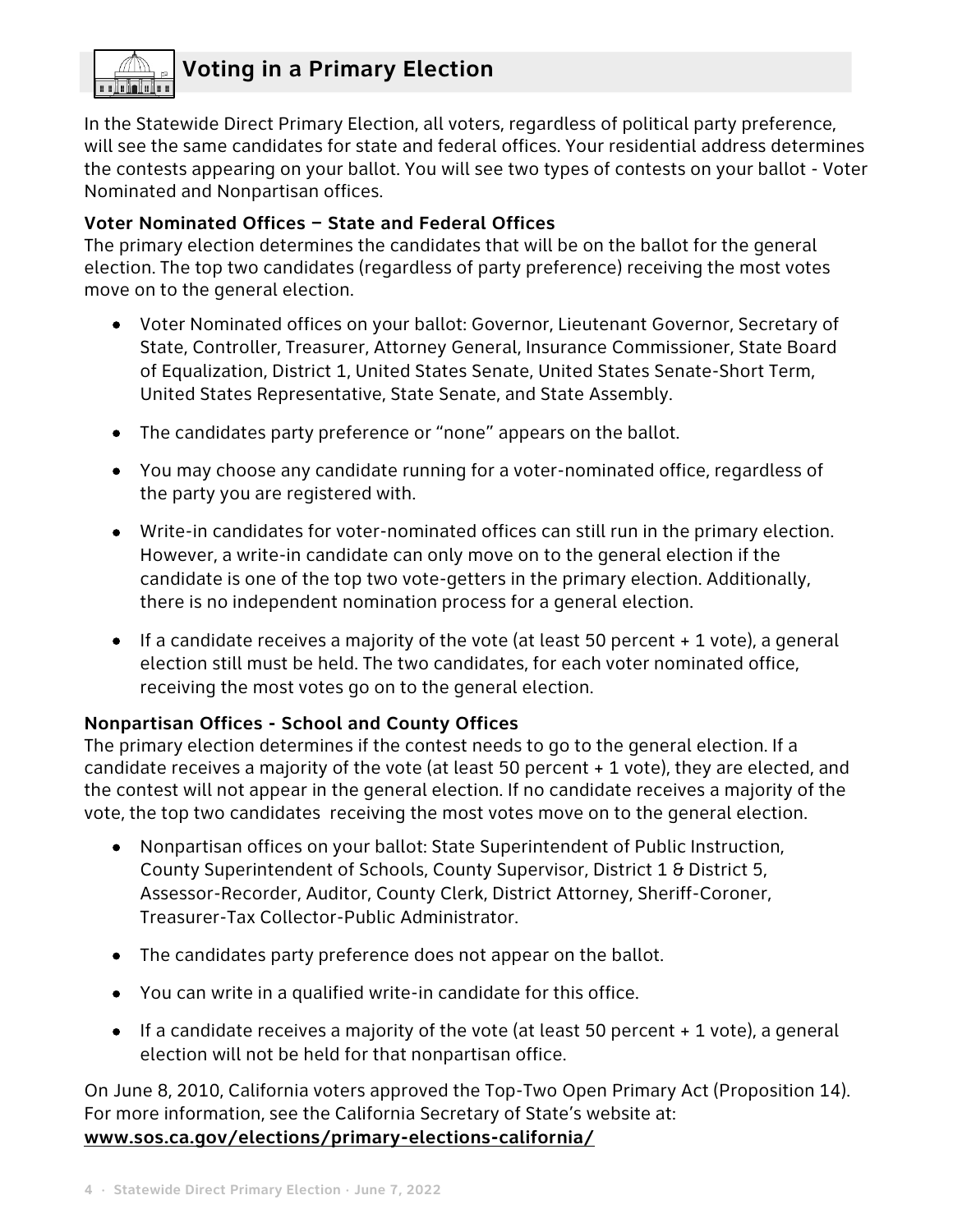# Voting in a Primary Election

In the Statewide Direct Primary Election, all voters, regardless of political party preference, will see the same candidates for state and federal offices. Your residential address determines the contests appearing on your ballot. You will see two types of contests on your ballot - Voter Nominated and Nonpartisan offices.

**Voter Nominated Offices – State and Federal Offices**

The primary election determines the candidates that will be on the ballot for the general election. The top two candidates (regardless of party preference) receiving the most votes move on to the general election.

- Voter Nominated offices on your ballot: Governor, Lieutenant Governor, Secretary of State, Controller, Treasurer, Attorney General, Insurance Commissioner, State Board of Equalization, District 1, United States Senate, United States Senate-Short Term, United States Representative, State Senate, and State Assembly.
- The candidates party preference or "none" appears on the ballot.
- You may choose any candidate running for a voter-nominated office, regardless of the party you are registered with.
- Write-in candidates for voter-nominated offices can still run in the primary election. However, a write-in candidate can only move on to the general election if the candidate is one of the top two vote-getters in the primary election. Additionally, there is no independent nomination process for a general election.
- If a candidate receives a majority of the vote (at least 50 percent + 1 vote), a general election still must be held. The two candidates, for each voter nominated office, receiving the most votes go on to the general election.

**Nonpartisan Offices - School and County Offices**

The primary election determines if the contest needs to go to the general election. If a candidate receives a majority of the vote (at least 50 percent + 1 vote), they are elected, and the contest will not appear in the general election. If no candidate receives a majority of the vote, the top two candidates receiving the most votes move on to the general election.

- Nonpartisan offices on your ballot: State Superintendent of Public Instruction, County Superintendent of Schools, County Supervisor, District 1 & District 5, Assessor-Recorder, Auditor, County Clerk, District Attorney, Sheriff-Coroner, Treasurer-Tax Collector-Public Administrator.
- The candidates party preference does not appear on the ballot.
- You can write in a qualified write-in candidate for this office.
- If a candidate receives a majority of the vote (at least 50 percent + 1 vote), a general election will not be held for that nonpartisan office.

On June 8, 2010, California voters approved the Top-Two Open Primary Act (Proposition 14). For more information, see the California Secretary of State's website at: **www.sos.ca.gov/elections/primary-elections-california/**